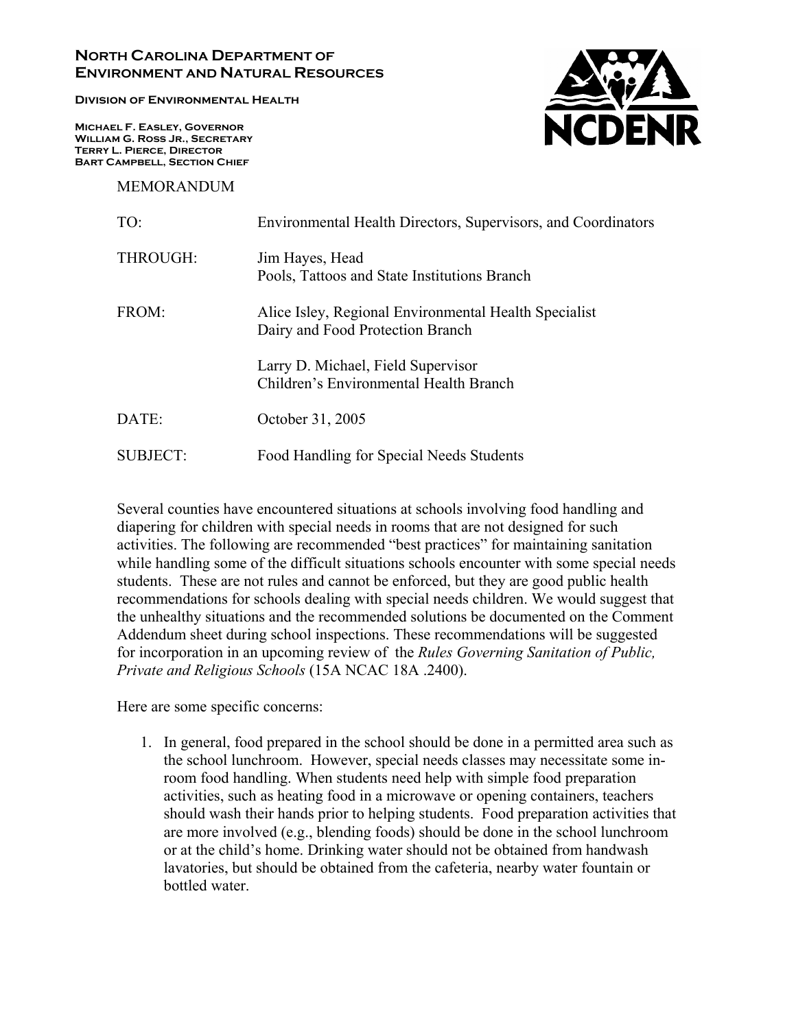**North Carolina Department of Environment and Natural Resources**

**Division of Environmental Health**

**Michael F. Easley, Governor**
**William G. Ross Jr., Secretary**
**Terry L. Pierce, Director**
**Bart Campbell, Section Chief**

NCDENR

MEMORANDUM

| | |
|---|---|
| TO: | Environmental Health Directors, Supervisors, and Coordinators |
| THROUGH: | Jim Hayes, Head<br>Pools, Tattoos and State Institutions Branch |
| FROM: | Alice Isley, Regional Environmental Health Specialist<br>Dairy and Food Protection Branch<br><br>Larry D. Michael, Field Supervisor<br>Children's Environmental Health Branch |
| DATE: | October 31, 2005 |
| SUBJECT: | Food Handling for Special Needs Students |

Several counties have encountered situations at schools involving food handling and diapering for children with special needs in rooms that are not designed for such activities. The following are recommended "best practices" for maintaining sanitation while handling some of the difficult situations schools encounter with some special needs students. These are not rules and cannot be enforced, but they are good public health recommendations for schools dealing with special needs children. We would suggest that the unhealthy situations and the recommended solutions be documented on the Comment Addendum sheet during school inspections. These recommendations will be suggested for incorporation in an upcoming review of the *Rules Governing Sanitation of Public, Private and Religious Schools* (15A NCAC 18A .2400).

Here are some specific concerns:

1. In general, food prepared in the school should be done in a permitted area such as the school lunchroom. However, special needs classes may necessitate some in-room food handling. When students need help with simple food preparation activities, such as heating food in a microwave or opening containers, teachers should wash their hands prior to helping students. Food preparation activities that are more involved (e.g., blending foods) should be done in the school lunchroom or at the child's home. Drinking water should not be obtained from handwash lavatories, but should be obtained from the cafeteria, nearby water fountain or bottled water.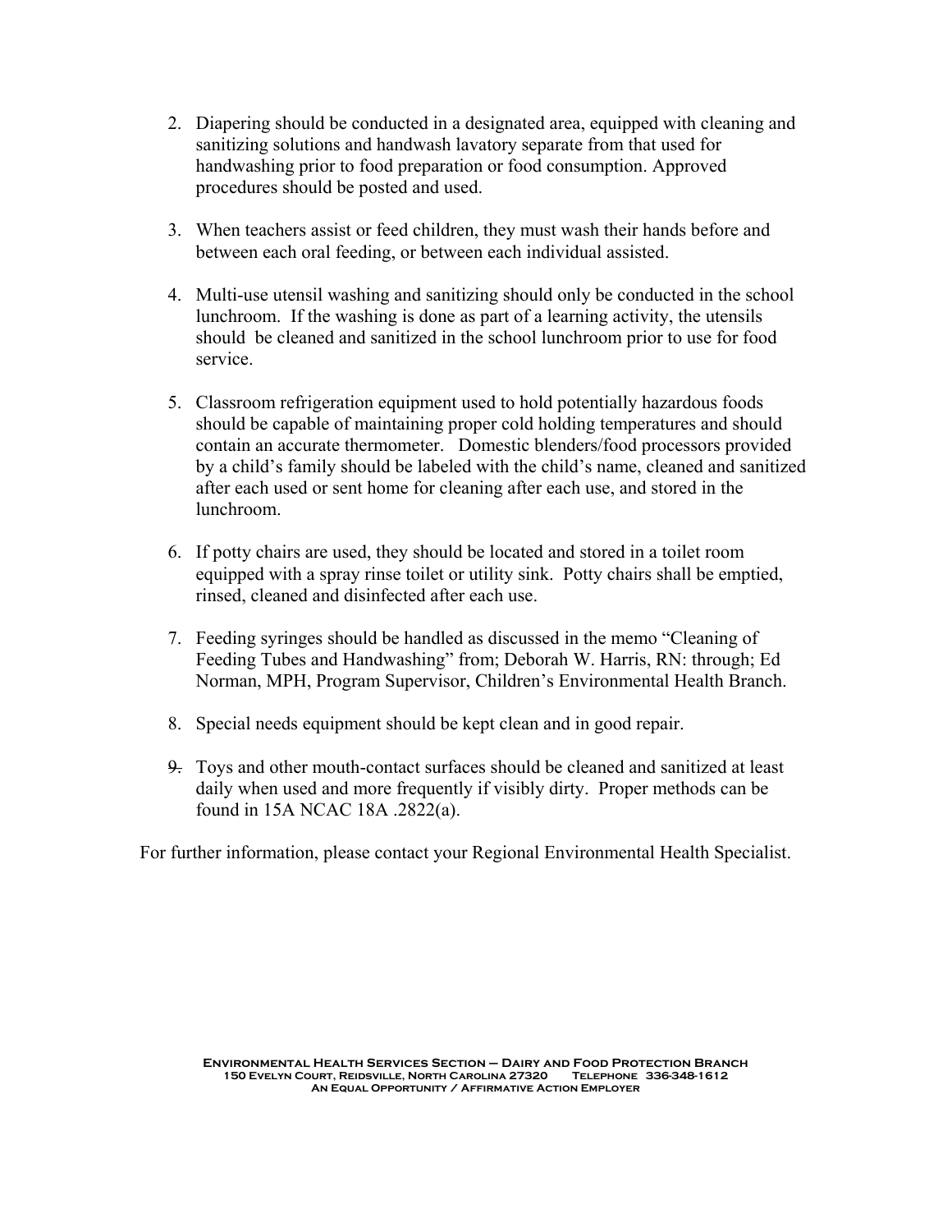2. Diapering should be conducted in a designated area, equipped with cleaning and sanitizing solutions and handwash lavatory separate from that used for handwashing prior to food preparation or food consumption. Approved procedures should be posted and used.

3. When teachers assist or feed children, they must wash their hands before and between each oral feeding, or between each individual assisted.

4. Multi-use utensil washing and sanitizing should only be conducted in the school lunchroom. If the washing is done as part of a learning activity, the utensils should be cleaned and sanitized in the school lunchroom prior to use for food service.

5. Classroom refrigeration equipment used to hold potentially hazardous foods should be capable of maintaining proper cold holding temperatures and should contain an accurate thermometer. Domestic blenders/food processors provided by a child's family should be labeled with the child's name, cleaned and sanitized after each used or sent home for cleaning after each use, and stored in the lunchroom.

6. If potty chairs are used, they should be located and stored in a toilet room equipped with a spray rinse toilet or utility sink. Potty chairs shall be emptied, rinsed, cleaned and disinfected after each use.

7. Feeding syringes should be handled as discussed in the memo "Cleaning of Feeding Tubes and Handwashing" from; Deborah W. Harris, RN: through; Ed Norman, MPH, Program Supervisor, Children's Environmental Health Branch.

8. Special needs equipment should be kept clean and in good repair.

9. Toys and other mouth-contact surfaces should be cleaned and sanitized at least daily when used and more frequently if visibly dirty. Proper methods can be found in 15A NCAC 18A .2822(a).

For further information, please contact your Regional Environmental Health Specialist.

Environmental Health Services Section – Dairy and Food Protection Branch
150 Evelyn Court, Reidsville, North Carolina 27320 Telephone 336-348-1612
An Equal Opportunity / Affirmative Action Employer